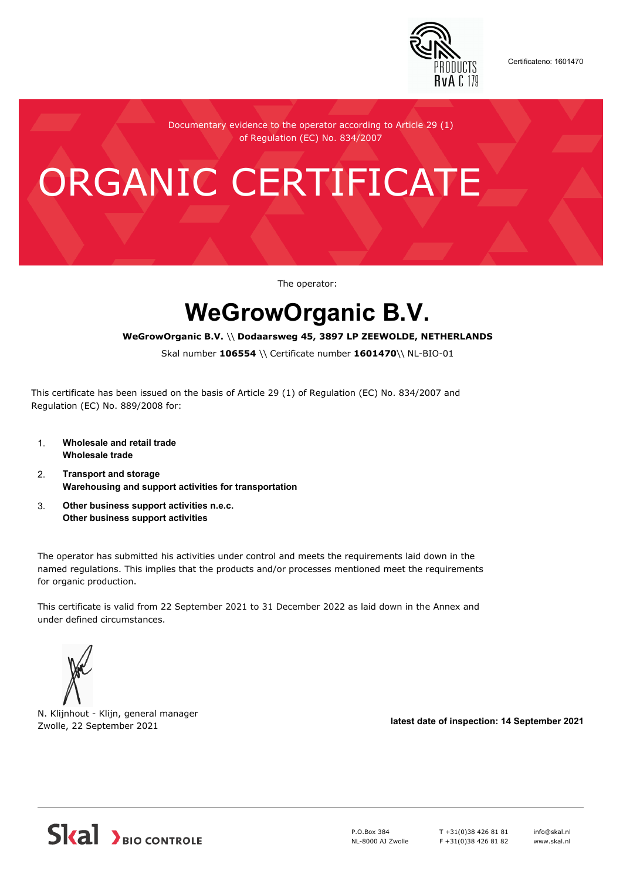Certificateno: 1601470

Documentary evidence to the operator according to Article 29 (1) of Regulation (EC) No. 834/2007

# ORGANIC CERTIFICATE

The operator:

## WeGrowOrganic B.V.

**WeGrowOrganic B.V.** \\ **Dodaarsweg 45, 3897 LP ZEEWOLDE, NETHERLANDS**

Skal number **106554** \\ Certificate number **1601470**\\ NL-BIO-01

This certificate has been issued on the basis of Article 29 (1) of Regulation (EC) No. 834/2007 and Regulation (EC) No. 889/2008 for:

1. **Wholesale and retail trade**
   **Wholesale trade**
2. **Transport and storage**
   **Warehousing and support activities for transportation**
3. **Other business support activities n.e.c.**
   **Other business support activities**

The operator has submitted his activities under control and meets the requirements laid down in the named regulations. This implies that the products and/or processes mentioned meet the requirements for organic production.

This certificate is valid from 22 September 2021 to 31 December 2022 as laid down in the Annex and under defined circumstances.

N. Klijnhout - Klijn, general manager
Zwolle, 22 September 2021

**latest date of inspection: 14 September 2021**

Skal BIO CONTROLE

P.O.Box 384
NL-8000 AJ Zwolle

T +31(0)38 426 81 81
F +31(0)38 426 81 82

info@skal.nl
www.skal.nl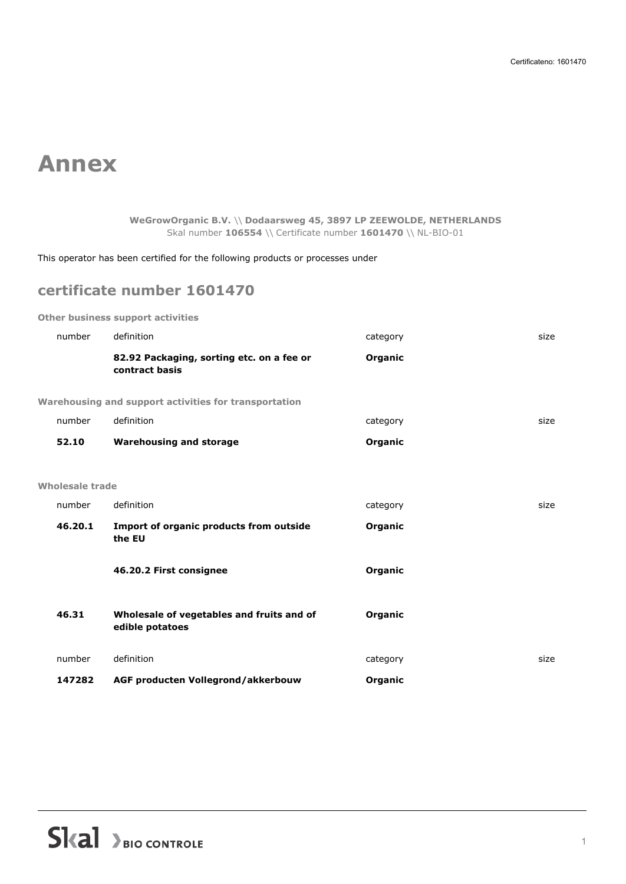# Annex

**WeGrowOrganic B.V.** \\ **Dodaarsweg 45, 3897 LP ZEEWOLDE, NETHERLANDS**
Skal number **106554** \\ Certificate number **1601470** \\ NL-BIO-01

This operator has been certified for the following products or processes under

## certificate number 1601470

**Other business support activities**

| number | definition | category | size |
|---|---|---|---|
| | **82.92 Packaging, sorting etc. on a fee or contract basis** | **Organic** | |

**Warehousing and support activities for transportation**

| number | definition | category | size |
|---|---|---|---|
| **52.10** | **Warehousing and storage** | **Organic** | |

**Wholesale trade**

| number | definition | category | size |
|---|---|---|---|
| **46.20.1** | **Import of organic products from outside the EU** | **Organic** | |
| | **46.20.2 First consignee** | **Organic** | |
| **46.31** | **Wholesale of vegetables and fruits and of edible potatoes** | **Organic** | |

| number | definition | category | size |
|---|---|---|---|
| **147282** | **AGF producten Vollegrond/akkerbouw** | **Organic** | |